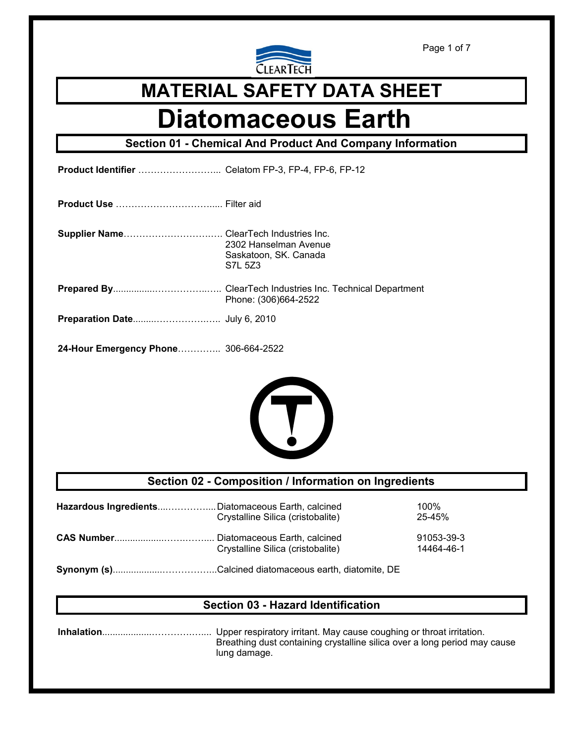# MATERIAL SAFETY DATA SHEET

# Diatomaceous Earth

## Section 01 - Chemical And Product And Company Information

**Product Identifier** ……………………... Celatom FP-3, FP-4, FP-6, FP-12

**Product Use** …………………………..... Filter aid

**Supplier Name**…………………………. ClearTech Industries Inc.
2302 Hanselman Avenue
Saskatoon, SK. Canada
S7L 5Z3

**Prepared By**.............……………..….. ClearTech Industries Inc. Technical Department
Phone: (306)664-2522

**Preparation Date**........……………….. July 6, 2010

**24-Hour Emergency Phone**………….. 306-664-2522

## Section 02 - Composition / Information on Ingredients

| | | |
|---|---|---|
| **Hazardous Ingredients**....……………... | Diatomaceous Earth, calcined | 100% |
| | Crystalline Silica (cristobalite) | 25-45% |
| **CAS Number**..................…….……... | Diatomaceous Earth, calcined | 91053-39-3 |
| | Crystalline Silica (cristobalite) | 14464-46-1 |

**Synonym (s)**..................……………..Calcined diatomaceous earth, diatomite, DE

## Section 03 - Hazard Identification

**Inhalation**..................……………….. Upper respiratory irritant. May cause coughing or throat irritation. Breathing dust containing crystalline silica over a long period may cause lung damage.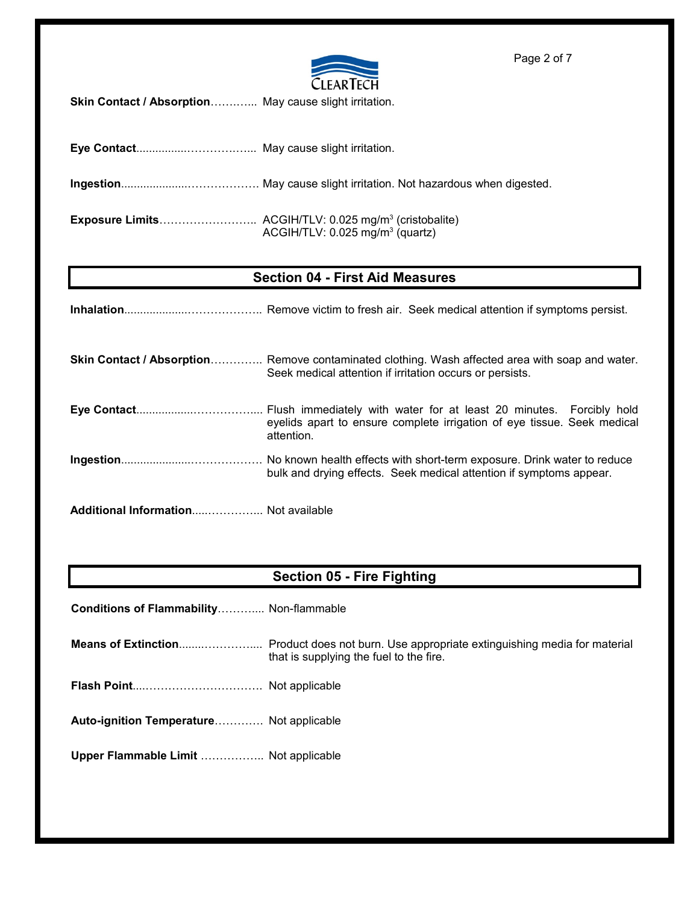**Skin Contact / Absorption**………... May cause slight irritation.

**Eye Contact**...............……………... May cause slight irritation.

**Ingestion**....................……………… May cause slight irritation. Not hazardous when digested.

**Exposure Limits**…………………….. ACGIH/TLV: 0.025 mg/m$^3$ (cristobalite)
ACGIH/TLV: 0.025 mg/m$^3$ (quartz)

## Section 04 - First Aid Measures

**Inhalation**...................……………….. Remove victim to fresh air. Seek medical attention if symptoms persist.

**Skin Contact / Absorption**………….. Remove contaminated clothing. Wash affected area with soap and water. Seek medical attention if irritation occurs or persists.

**Eye Contact**.................……………... Flush immediately with water for at least 20 minutes. Forcibly hold eyelids apart to ensure complete irrigation of eye tissue. Seek medical attention.

**Ingestion**.....................……………… No known health effects with short-term exposure. Drink water to reduce bulk and drying effects. Seek medical attention if symptoms appear.

**Additional Information**.....…………... Not available

## Section 05 - Fire Fighting

**Conditions of Flammability**………... Non-flammable

**Means of Extinction**.......…………... Product does not burn. Use appropriate extinguishing media for material that is supplying the fuel to the fire.

**Flash Point**....……………….………. Not applicable

**Auto-ignition Temperature**…………. Not applicable

**Upper Flammable Limit** …………….. Not applicable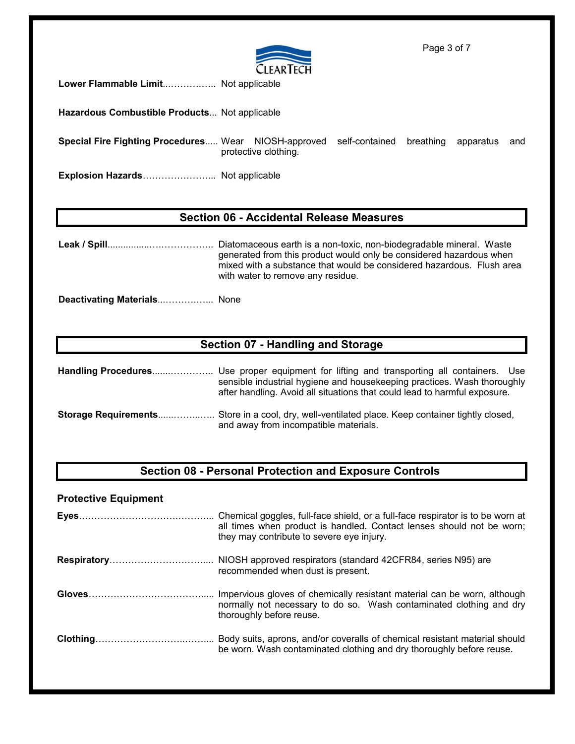**Lower Flammable Limit**................ Not applicable

**Hazardous Combustible Products**... Not applicable

**Special Fire Fighting Procedures**..... Wear NIOSH-approved self-contained breathing apparatus and protective clothing.

**Explosion Hazards**......................... Not applicable

## Section 06 - Accidental Release Measures

**Leak / Spill**................................. Diatomaceous earth is a non-toxic, non-biodegradable mineral. Waste generated from this product would only be considered hazardous when mixed with a substance that would be considered hazardous. Flush area with water to remove any residue.

**Deactivating Materials**.................. None

## Section 07 - Handling and Storage

**Handling Procedures**..................... Use proper equipment for lifting and transporting all containers. Use sensible industrial hygiene and housekeeping practices. Wash thoroughly after handling. Avoid all situations that could lead to harmful exposure.

**Storage Requirements**................... Store in a cool, dry, well-ventilated place. Keep container tightly closed, and away from incompatible materials.

## Section 08 - Personal Protection and Exposure Controls

### Protective Equipment

**Eyes**.............................................. Chemical goggles, full-face shield, or a full-face respirator is to be worn at all times when product is handled. Contact lenses should not be worn; they may contribute to severe eye injury.

**Respiratory**.................................... NIOSH approved respirators (standard 42CFR84, series N95) are recommended when dust is present.

**Gloves**............................................ Impervious gloves of chemically resistant material can be worn, although normally not necessary to do so. Wash contaminated clothing and dry thoroughly before reuse.

**Clothing**.......................................... Body suits, aprons, and/or coveralls of chemical resistant material should be worn. Wash contaminated clothing and dry thoroughly before reuse.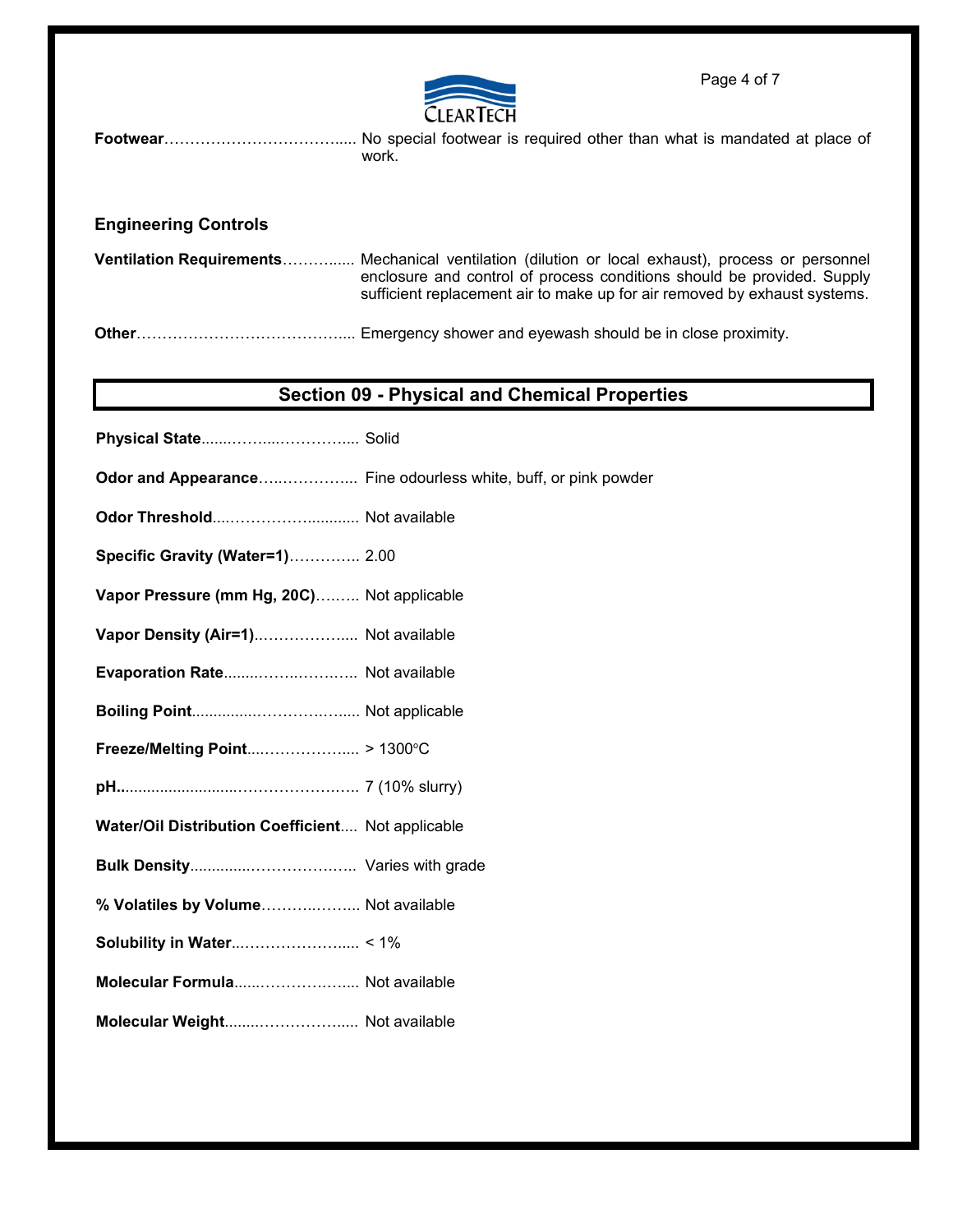**Footwear**……………………………..... No special footwear is required other than what is mandated at place of work.

### Engineering Controls

**Ventilation Requirements**………..... Mechanical ventilation (dilution or local exhaust), process or personnel enclosure and control of process conditions should be provided. Supply sufficient replacement air to make up for air removed by exhaust systems.

**Other**…………………………………... Emergency shower and eyewash should be in close proximity.

## Section 09 - Physical and Chemical Properties

**Physical State**......……....…………... Solid

**Odor and Appearance**…...…………... Fine odourless white, buff, or pink powder

**Odor Threshold**....……………............ Not available

**Specific Gravity (Water=1)**………….. 2.00

**Vapor Pressure (mm Hg, 20C)**……... Not applicable

**Vapor Density (Air=1)**………………... Not available

**Evaporation Rate**......…….….………. Not available

**Boiling Point**..............………….…..... Not applicable

**Freeze/Melting Point**....………….…... > 1300°C

**pH**.......................……………………. 7 (10% slurry)

**Water/Oil Distribution Coefficient**.... Not applicable

**Bulk Density**..............……………….. Varies with grade

**% Volatiles by Volume**……….……... Not available

**Solubility in Water**...………………..... < 1%

**Molecular Formula**......……………..... Not available

**Molecular Weight**.......……………….... Not available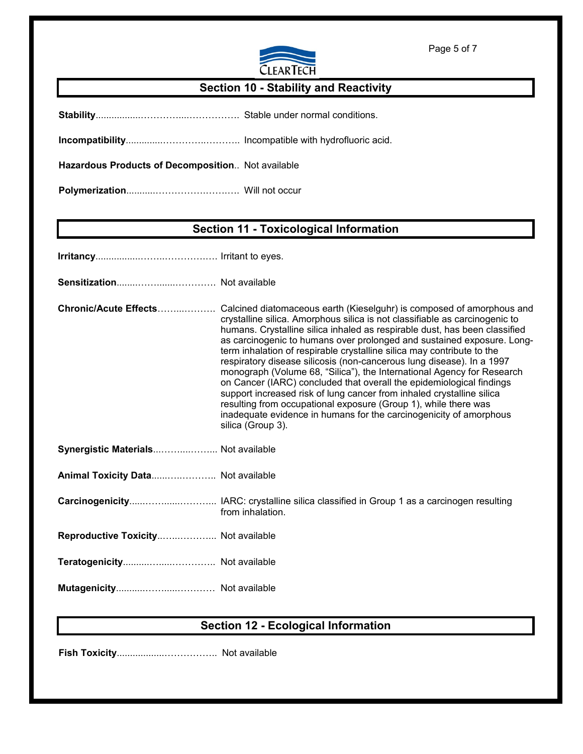## Section 10 - Stability and Reactivity

**Stability**................................................. Stable under normal conditions.

**Incompatibility**......................................... Incompatible with hydrofluoric acid.

**Hazardous Products of Decomposition**.. Not available

**Polymerization**........................................... Will not occur

## Section 11 - Toxicological Information

**Irritancy**.................................................. Irritant to eyes.

**Sensitization**........................................... Not available

**Chronic/Acute Effects**.............................. Calcined diatomaceous earth (Kieselguhr) is composed of amorphous and crystalline silica. Amorphous silica is not classifiable as carcinogenic to humans. Crystalline silica inhaled as respirable dust, has been classified as carcinogenic to humans over prolonged and sustained exposure. Long-term inhalation of respirable crystalline silica may contribute to the respiratory disease silicosis (non-cancerous lung disease). In a 1997 monograph (Volume 68, “Silica”), the International Agency for Research on Cancer (IARC) concluded that overall the epidemiological findings support increased risk of lung cancer from inhaled crystalline silica resulting from occupational exposure (Group 1), while there was inadequate evidence in humans for the carcinogenicity of amorphous silica (Group 3).

**Synergistic Materials**............................... Not available

**Animal Toxicity Data**................................. Not available

**Carcinogenicity**......................................... IARC: crystalline silica classified in Group 1 as a carcinogen resulting from inhalation.

**Reproductive Toxicity**............................... Not available

**Teratogenicity**........................................... Not available

**Mutagenicity**.............................................. Not available

## Section 12 - Ecological Information

**Fish Toxicity**............................................. Not available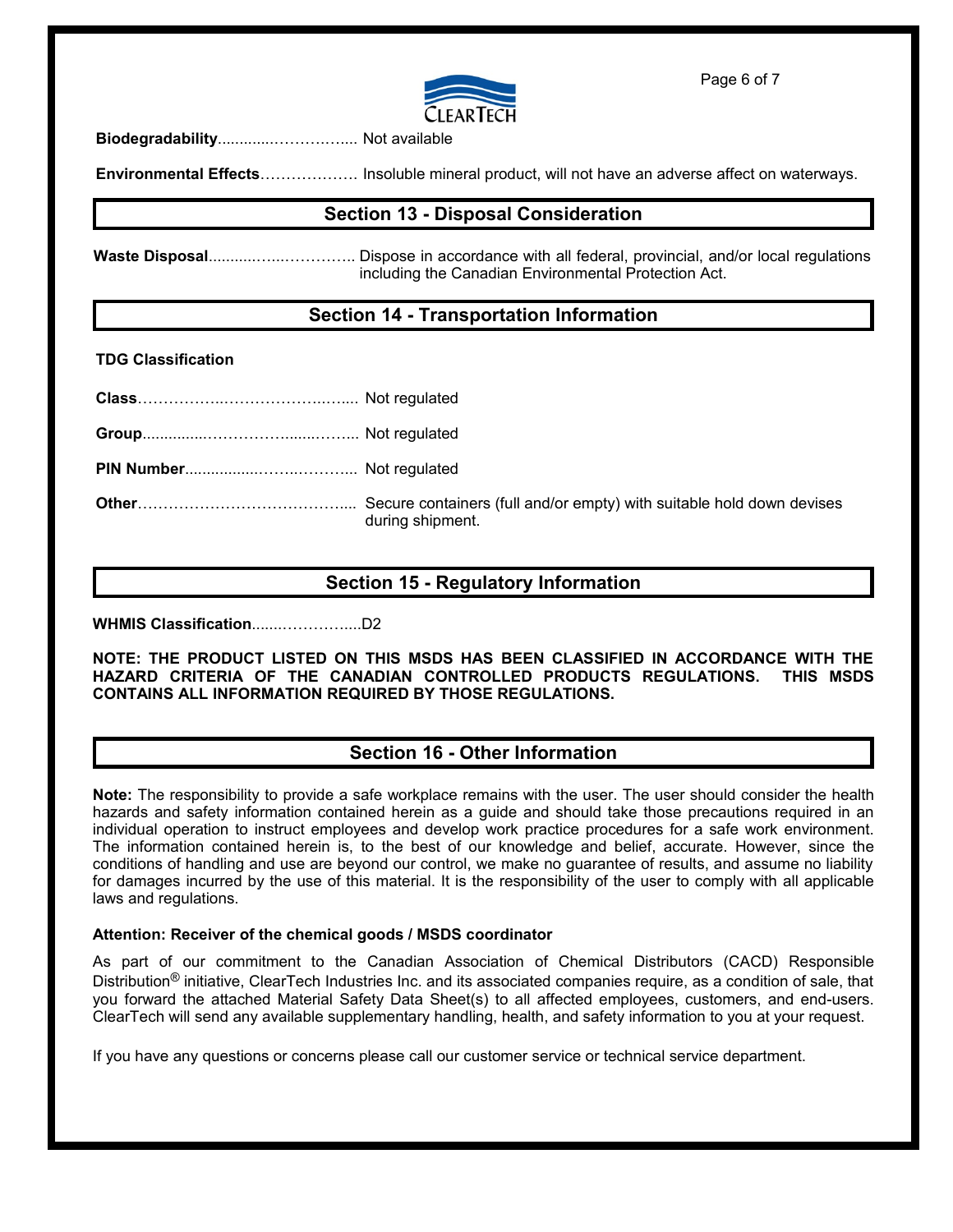**Biodegradability**............................. Not available

**Environmental Effects**………………. Insoluble mineral product, will not have an adverse affect on waterways.

## Section 13 - Disposal Consideration

**Waste Disposal**............................ Dispose in accordance with all federal, provincial, and/or local regulations including the Canadian Environmental Protection Act.

## Section 14 - Transportation Information

**TDG Classification**

**Class**………………………………….... Not regulated

**Group**...................................... Not regulated

**PIN Number**............................ Not regulated

**Other**…………………………………... Secure containers (full and/or empty) with suitable hold down devises during shipment.

## Section 15 - Regulatory Information

**WHMIS Classification**.......................D2

**NOTE: THE PRODUCT LISTED ON THIS MSDS HAS BEEN CLASSIFIED IN ACCORDANCE WITH THE HAZARD CRITERIA OF THE CANADIAN CONTROLLED PRODUCTS REGULATIONS. THIS MSDS CONTAINS ALL INFORMATION REQUIRED BY THOSE REGULATIONS.**

## Section 16 - Other Information

**Note:** The responsibility to provide a safe workplace remains with the user. The user should consider the health hazards and safety information contained herein as a guide and should take those precautions required in an individual operation to instruct employees and develop work practice procedures for a safe work environment. The information contained herein is, to the best of our knowledge and belief, accurate. However, since the conditions of handling and use are beyond our control, we make no guarantee of results, and assume no liability for damages incurred by the use of this material. It is the responsibility of the user to comply with all applicable laws and regulations.

**Attention: Receiver of the chemical goods / MSDS coordinator**

As part of our commitment to the Canadian Association of Chemical Distributors (CACD) Responsible Distribution® initiative, ClearTech Industries Inc. and its associated companies require, as a condition of sale, that you forward the attached Material Safety Data Sheet(s) to all affected employees, customers, and end-users. ClearTech will send any available supplementary handling, health, and safety information to you at your request.

If you have any questions or concerns please call our customer service or technical service department.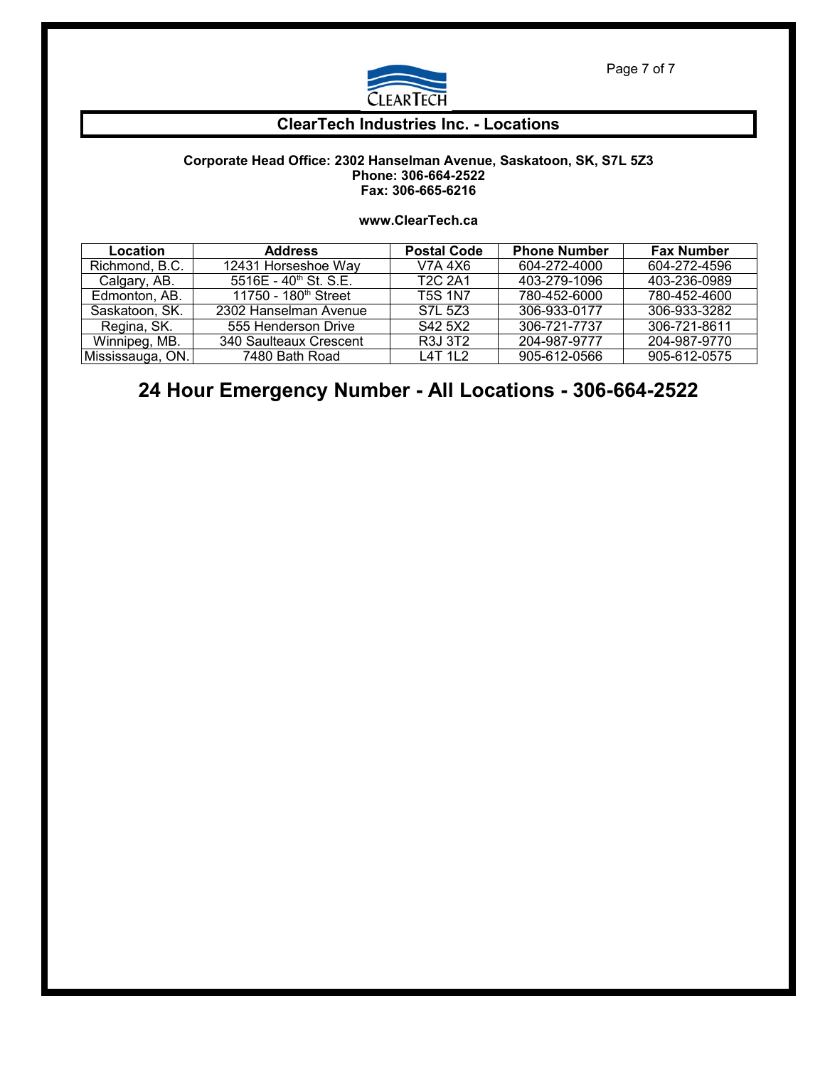## ClearTech Industries Inc. - Locations

**Corporate Head Office: 2302 Hanselman Avenue, Saskatoon, SK, S7L 5Z3**
**Phone: 306-664-2522**
**Fax: 306-665-6216**

**www.ClearTech.ca**

| Location | Address | Postal Code | Phone Number | Fax Number |
|---|---|---|---|---|
| Richmond, B.C. | 12431 Horseshoe Way | V7A 4X6 | 604-272-4000 | 604-272-4596 |
| Calgary, AB. | 5516E - 40th St. S.E. | T2C 2A1 | 403-279-1096 | 403-236-0989 |
| Edmonton, AB. | 11750 - 180th Street | T5S 1N7 | 780-452-6000 | 780-452-4600 |
| Saskatoon, SK. | 2302 Hanselman Avenue | S7L 5Z3 | 306-933-0177 | 306-933-3282 |
| Regina, SK. | 555 Henderson Drive | S42 5X2 | 306-721-7737 | 306-721-8611 |
| Winnipeg, MB. | 340 Saulteaux Crescent | R3J 3T2 | 204-987-9777 | 204-987-9770 |
| Mississauga, ON. | 7480 Bath Road | L4T 1L2 | 905-612-0566 | 905-612-0575 |

# 24 Hour Emergency Number - All Locations - 306-664-2522